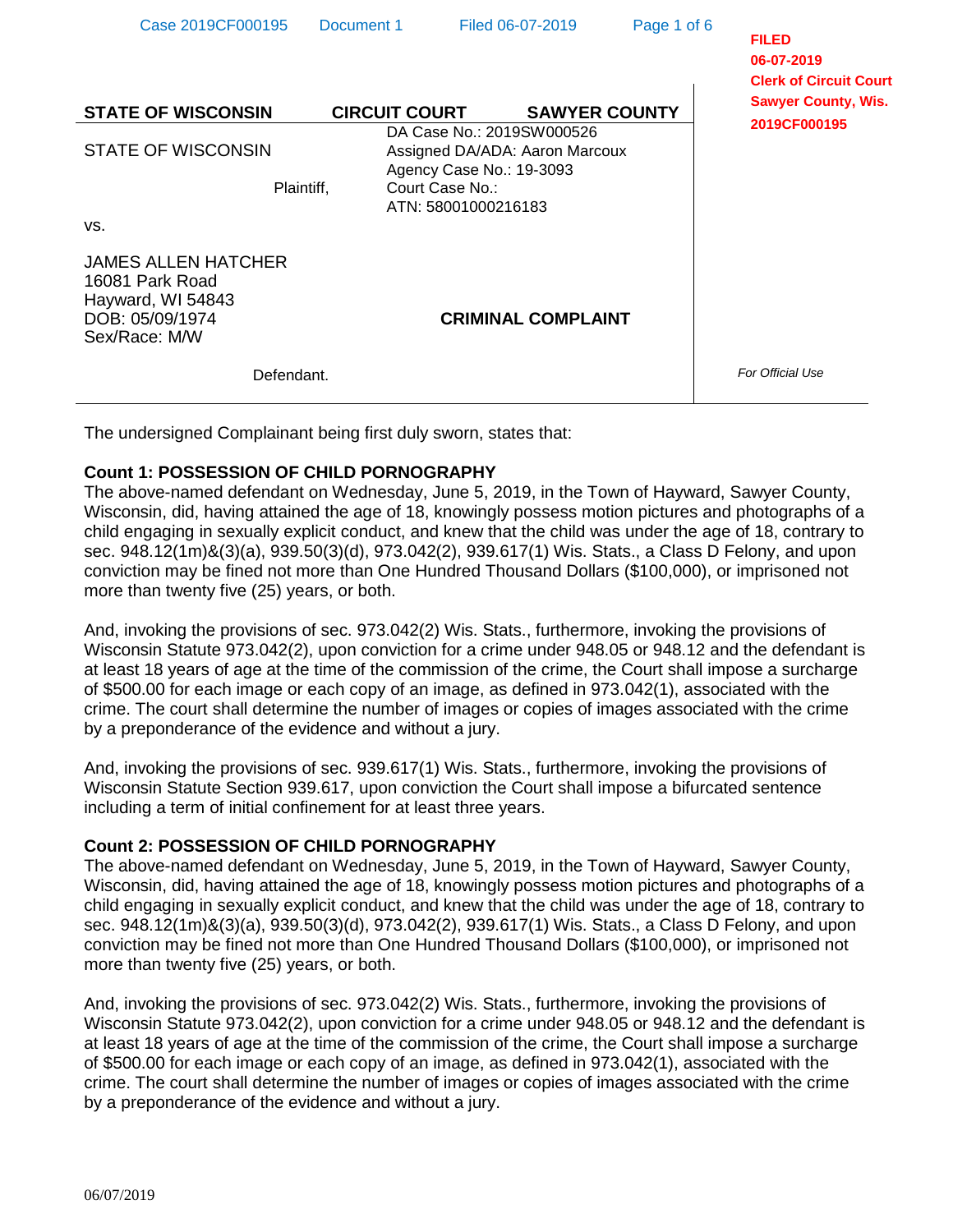FILED
06-07-2019
Clerk of Circuit Court
Sawyer County, Wis.
2019CF000195

| STATE OF WISCONSIN | CIRCUIT COURT | SAWYER COUNTY |
|---|---|---|

STATE OF WISCONSIN

Plaintiff,

vs.

JAMES ALLEN HATCHER
16081 Park Road
Hayward, WI 54843
DOB: 05/09/1974
Sex/Race: M/W

Defendant.

DA Case No.: 2019SW000526
Assigned DA/ADA: Aaron Marcoux
Agency Case No.: 19-3093
Court Case No.:
ATN: 58001000216183

**CRIMINAL COMPLAINT**

*For Official Use*

The undersigned Complainant being first duly sworn, states that:

**Count 1: POSSESSION OF CHILD PORNOGRAPHY**

The above-named defendant on Wednesday, June 5, 2019, in the Town of Hayward, Sawyer County, Wisconsin, did, having attained the age of 18, knowingly possess motion pictures and photographs of a child engaging in sexually explicit conduct, and knew that the child was under the age of 18, contrary to sec. 948.12(1m)&(3)(a), 939.50(3)(d), 973.042(2), 939.617(1) Wis. Stats., a Class D Felony, and upon conviction may be fined not more than One Hundred Thousand Dollars ($100,000), or imprisoned not more than twenty five (25) years, or both.

And, invoking the provisions of sec. 973.042(2) Wis. Stats., furthermore, invoking the provisions of Wisconsin Statute 973.042(2), upon conviction for a crime under 948.05 or 948.12 and the defendant is at least 18 years of age at the time of the commission of the crime, the Court shall impose a surcharge of $500.00 for each image or each copy of an image, as defined in 973.042(1), associated with the crime. The court shall determine the number of images or copies of images associated with the crime by a preponderance of the evidence and without a jury.

And, invoking the provisions of sec. 939.617(1) Wis. Stats., furthermore, invoking the provisions of Wisconsin Statute Section 939.617, upon conviction the Court shall impose a bifurcated sentence including a term of initial confinement for at least three years.

**Count 2: POSSESSION OF CHILD PORNOGRAPHY**

The above-named defendant on Wednesday, June 5, 2019, in the Town of Hayward, Sawyer County, Wisconsin, did, having attained the age of 18, knowingly possess motion pictures and photographs of a child engaging in sexually explicit conduct, and knew that the child was under the age of 18, contrary to sec. 948.12(1m)&(3)(a), 939.50(3)(d), 973.042(2), 939.617(1) Wis. Stats., a Class D Felony, and upon conviction may be fined not more than One Hundred Thousand Dollars ($100,000), or imprisoned not more than twenty five (25) years, or both.

And, invoking the provisions of sec. 973.042(2) Wis. Stats., furthermore, invoking the provisions of Wisconsin Statute 973.042(2), upon conviction for a crime under 948.05 or 948.12 and the defendant is at least 18 years of age at the time of the commission of the crime, the Court shall impose a surcharge of $500.00 for each image or each copy of an image, as defined in 973.042(1), associated with the crime. The court shall determine the number of images or copies of images associated with the crime by a preponderance of the evidence and without a jury.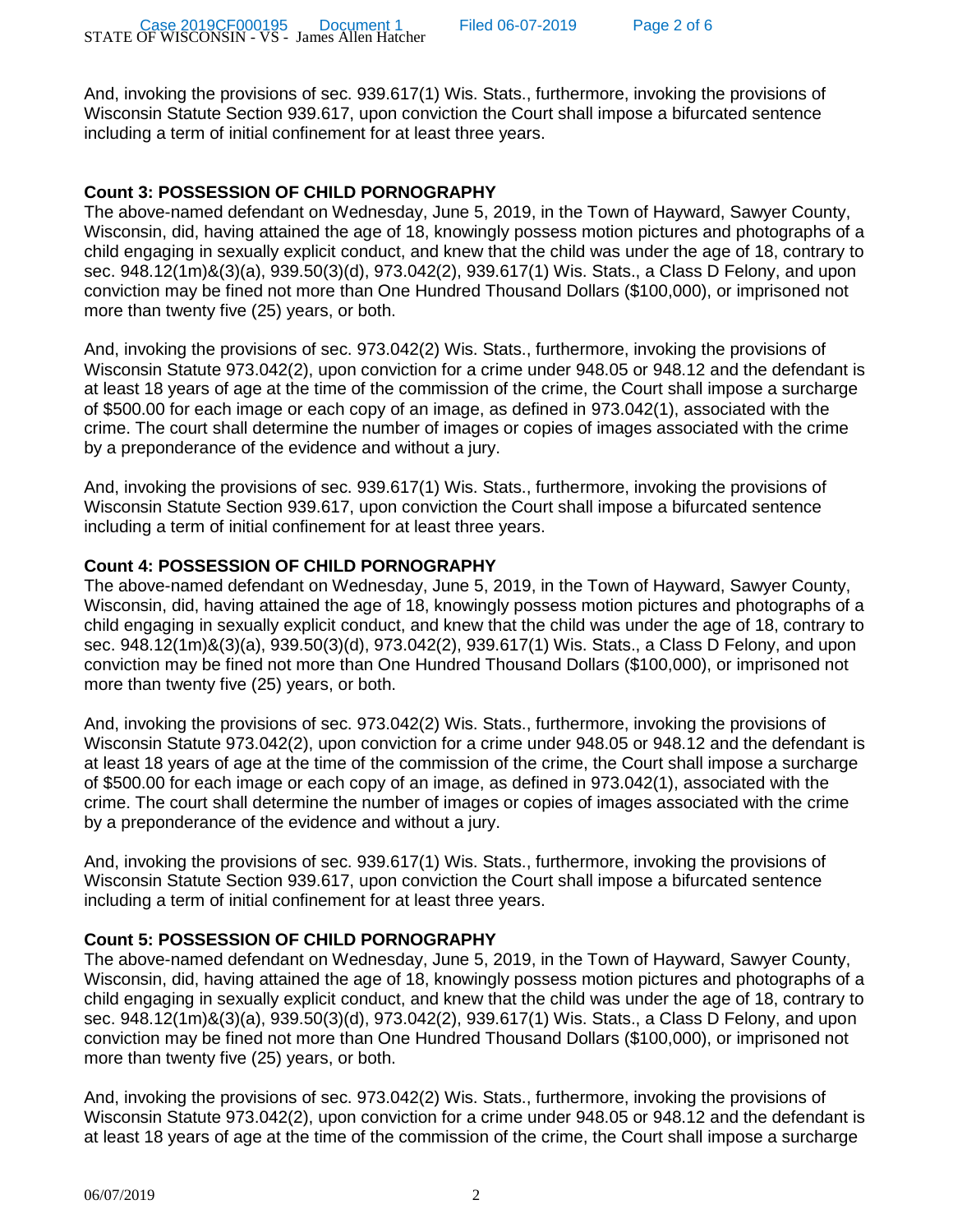And, invoking the provisions of sec. 939.617(1) Wis. Stats., furthermore, invoking the provisions of Wisconsin Statute Section 939.617, upon conviction the Court shall impose a bifurcated sentence including a term of initial confinement for at least three years.

**Count 3: POSSESSION OF CHILD PORNOGRAPHY**

The above-named defendant on Wednesday, June 5, 2019, in the Town of Hayward, Sawyer County, Wisconsin, did, having attained the age of 18, knowingly possess motion pictures and photographs of a child engaging in sexually explicit conduct, and knew that the child was under the age of 18, contrary to sec. 948.12(1m)&(3)(a), 939.50(3)(d), 973.042(2), 939.617(1) Wis. Stats., a Class D Felony, and upon conviction may be fined not more than One Hundred Thousand Dollars ($100,000), or imprisoned not more than twenty five (25) years, or both.

And, invoking the provisions of sec. 973.042(2) Wis. Stats., furthermore, invoking the provisions of Wisconsin Statute 973.042(2), upon conviction for a crime under 948.05 or 948.12 and the defendant is at least 18 years of age at the time of the commission of the crime, the Court shall impose a surcharge of $500.00 for each image or each copy of an image, as defined in 973.042(1), associated with the crime. The court shall determine the number of images or copies of images associated with the crime by a preponderance of the evidence and without a jury.

And, invoking the provisions of sec. 939.617(1) Wis. Stats., furthermore, invoking the provisions of Wisconsin Statute Section 939.617, upon conviction the Court shall impose a bifurcated sentence including a term of initial confinement for at least three years.

**Count 4: POSSESSION OF CHILD PORNOGRAPHY**

The above-named defendant on Wednesday, June 5, 2019, in the Town of Hayward, Sawyer County, Wisconsin, did, having attained the age of 18, knowingly possess motion pictures and photographs of a child engaging in sexually explicit conduct, and knew that the child was under the age of 18, contrary to sec. 948.12(1m)&(3)(a), 939.50(3)(d), 973.042(2), 939.617(1) Wis. Stats., a Class D Felony, and upon conviction may be fined not more than One Hundred Thousand Dollars ($100,000), or imprisoned not more than twenty five (25) years, or both.

And, invoking the provisions of sec. 973.042(2) Wis. Stats., furthermore, invoking the provisions of Wisconsin Statute 973.042(2), upon conviction for a crime under 948.05 or 948.12 and the defendant is at least 18 years of age at the time of the commission of the crime, the Court shall impose a surcharge of $500.00 for each image or each copy of an image, as defined in 973.042(1), associated with the crime. The court shall determine the number of images or copies of images associated with the crime by a preponderance of the evidence and without a jury.

And, invoking the provisions of sec. 939.617(1) Wis. Stats., furthermore, invoking the provisions of Wisconsin Statute Section 939.617, upon conviction the Court shall impose a bifurcated sentence including a term of initial confinement for at least three years.

**Count 5: POSSESSION OF CHILD PORNOGRAPHY**

The above-named defendant on Wednesday, June 5, 2019, in the Town of Hayward, Sawyer County, Wisconsin, did, having attained the age of 18, knowingly possess motion pictures and photographs of a child engaging in sexually explicit conduct, and knew that the child was under the age of 18, contrary to sec. 948.12(1m)&(3)(a), 939.50(3)(d), 973.042(2), 939.617(1) Wis. Stats., a Class D Felony, and upon conviction may be fined not more than One Hundred Thousand Dollars ($100,000), or imprisoned not more than twenty five (25) years, or both.

And, invoking the provisions of sec. 973.042(2) Wis. Stats., furthermore, invoking the provisions of Wisconsin Statute 973.042(2), upon conviction for a crime under 948.05 or 948.12 and the defendant is at least 18 years of age at the time of the commission of the crime, the Court shall impose a surcharge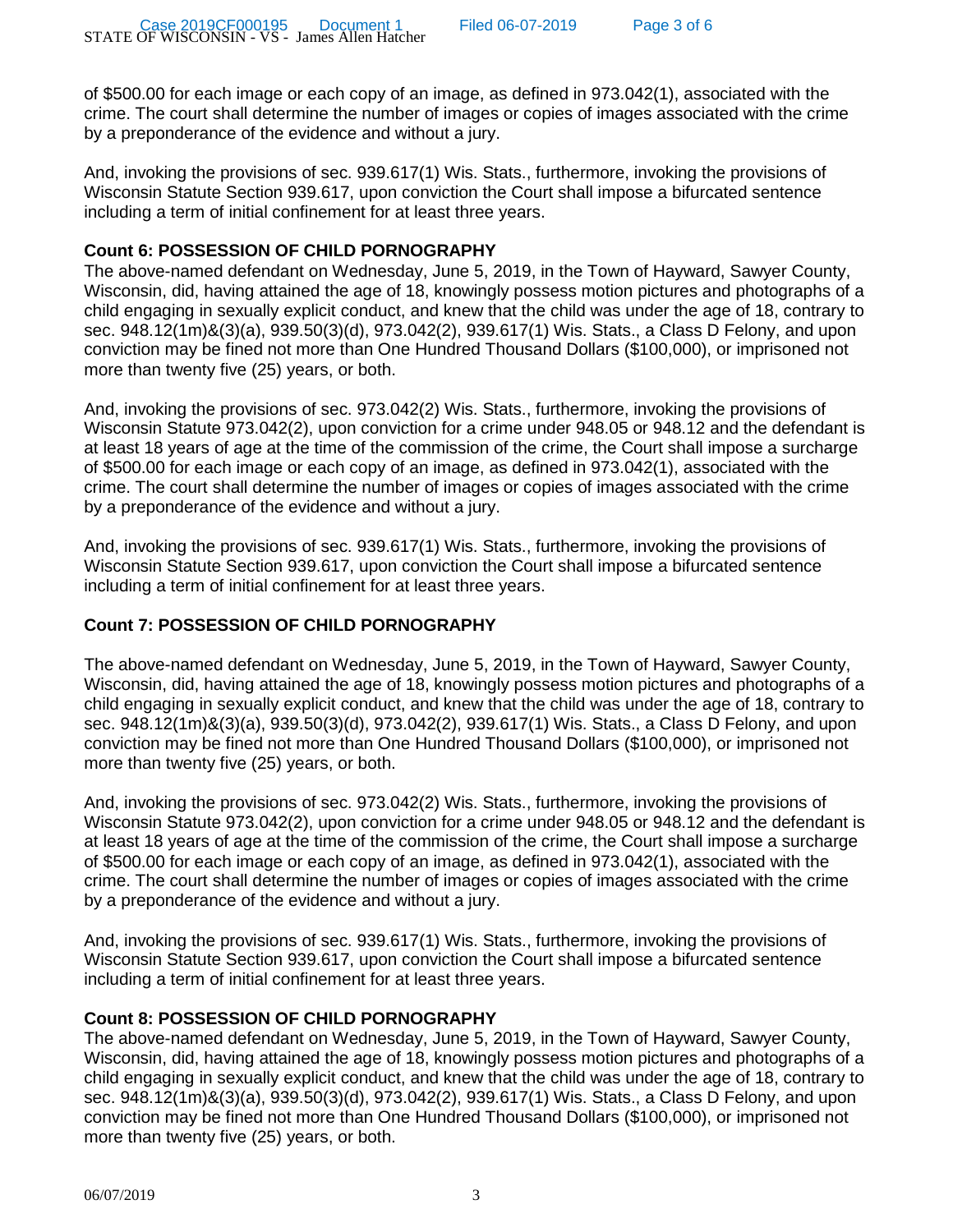of $500.00 for each image or each copy of an image, as defined in 973.042(1), associated with the crime. The court shall determine the number of images or copies of images associated with the crime by a preponderance of the evidence and without a jury.

And, invoking the provisions of sec. 939.617(1) Wis. Stats., furthermore, invoking the provisions of Wisconsin Statute Section 939.617, upon conviction the Court shall impose a bifurcated sentence including a term of initial confinement for at least three years.

**Count 6: POSSESSION OF CHILD PORNOGRAPHY**

The above-named defendant on Wednesday, June 5, 2019, in the Town of Hayward, Sawyer County, Wisconsin, did, having attained the age of 18, knowingly possess motion pictures and photographs of a child engaging in sexually explicit conduct, and knew that the child was under the age of 18, contrary to sec. 948.12(1m)&(3)(a), 939.50(3)(d), 973.042(2), 939.617(1) Wis. Stats., a Class D Felony, and upon conviction may be fined not more than One Hundred Thousand Dollars ($100,000), or imprisoned not more than twenty five (25) years, or both.

And, invoking the provisions of sec. 973.042(2) Wis. Stats., furthermore, invoking the provisions of Wisconsin Statute 973.042(2), upon conviction for a crime under 948.05 or 948.12 and the defendant is at least 18 years of age at the time of the commission of the crime, the Court shall impose a surcharge of $500.00 for each image or each copy of an image, as defined in 973.042(1), associated with the crime. The court shall determine the number of images or copies of images associated with the crime by a preponderance of the evidence and without a jury.

And, invoking the provisions of sec. 939.617(1) Wis. Stats., furthermore, invoking the provisions of Wisconsin Statute Section 939.617, upon conviction the Court shall impose a bifurcated sentence including a term of initial confinement for at least three years.

**Count 7: POSSESSION OF CHILD PORNOGRAPHY**

The above-named defendant on Wednesday, June 5, 2019, in the Town of Hayward, Sawyer County, Wisconsin, did, having attained the age of 18, knowingly possess motion pictures and photographs of a child engaging in sexually explicit conduct, and knew that the child was under the age of 18, contrary to sec. 948.12(1m)&(3)(a), 939.50(3)(d), 973.042(2), 939.617(1) Wis. Stats., a Class D Felony, and upon conviction may be fined not more than One Hundred Thousand Dollars ($100,000), or imprisoned not more than twenty five (25) years, or both.

And, invoking the provisions of sec. 973.042(2) Wis. Stats., furthermore, invoking the provisions of Wisconsin Statute 973.042(2), upon conviction for a crime under 948.05 or 948.12 and the defendant is at least 18 years of age at the time of the commission of the crime, the Court shall impose a surcharge of $500.00 for each image or each copy of an image, as defined in 973.042(1), associated with the crime. The court shall determine the number of images or copies of images associated with the crime by a preponderance of the evidence and without a jury.

And, invoking the provisions of sec. 939.617(1) Wis. Stats., furthermore, invoking the provisions of Wisconsin Statute Section 939.617, upon conviction the Court shall impose a bifurcated sentence including a term of initial confinement for at least three years.

**Count 8: POSSESSION OF CHILD PORNOGRAPHY**

The above-named defendant on Wednesday, June 5, 2019, in the Town of Hayward, Sawyer County, Wisconsin, did, having attained the age of 18, knowingly possess motion pictures and photographs of a child engaging in sexually explicit conduct, and knew that the child was under the age of 18, contrary to sec. 948.12(1m)&(3)(a), 939.50(3)(d), 973.042(2), 939.617(1) Wis. Stats., a Class D Felony, and upon conviction may be fined not more than One Hundred Thousand Dollars ($100,000), or imprisoned not more than twenty five (25) years, or both.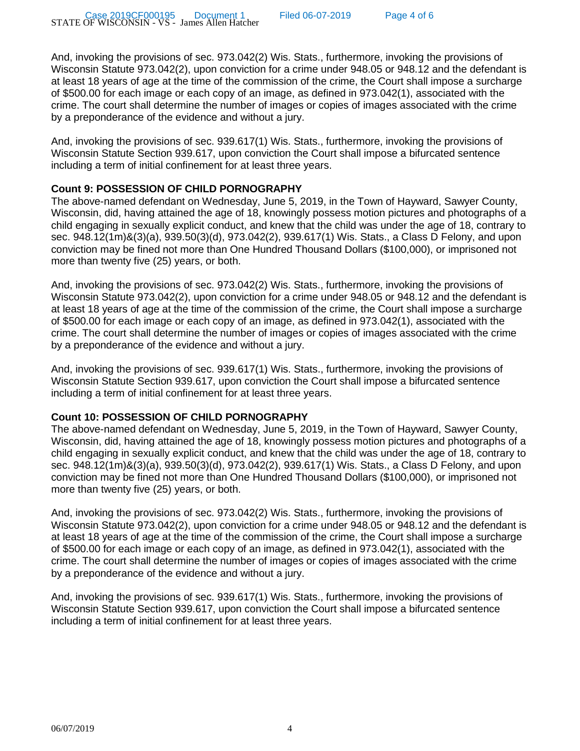And, invoking the provisions of sec. 973.042(2) Wis. Stats., furthermore, invoking the provisions of Wisconsin Statute 973.042(2), upon conviction for a crime under 948.05 or 948.12 and the defendant is at least 18 years of age at the time of the commission of the crime, the Court shall impose a surcharge of $500.00 for each image or each copy of an image, as defined in 973.042(1), associated with the crime. The court shall determine the number of images or copies of images associated with the crime by a preponderance of the evidence and without a jury.

And, invoking the provisions of sec. 939.617(1) Wis. Stats., furthermore, invoking the provisions of Wisconsin Statute Section 939.617, upon conviction the Court shall impose a bifurcated sentence including a term of initial confinement for at least three years.

**Count 9: POSSESSION OF CHILD PORNOGRAPHY**

The above-named defendant on Wednesday, June 5, 2019, in the Town of Hayward, Sawyer County, Wisconsin, did, having attained the age of 18, knowingly possess motion pictures and photographs of a child engaging in sexually explicit conduct, and knew that the child was under the age of 18, contrary to sec. 948.12(1m)&(3)(a), 939.50(3)(d), 973.042(2), 939.617(1) Wis. Stats., a Class D Felony, and upon conviction may be fined not more than One Hundred Thousand Dollars ($100,000), or imprisoned not more than twenty five (25) years, or both.

And, invoking the provisions of sec. 973.042(2) Wis. Stats., furthermore, invoking the provisions of Wisconsin Statute 973.042(2), upon conviction for a crime under 948.05 or 948.12 and the defendant is at least 18 years of age at the time of the commission of the crime, the Court shall impose a surcharge of $500.00 for each image or each copy of an image, as defined in 973.042(1), associated with the crime. The court shall determine the number of images or copies of images associated with the crime by a preponderance of the evidence and without a jury.

And, invoking the provisions of sec. 939.617(1) Wis. Stats., furthermore, invoking the provisions of Wisconsin Statute Section 939.617, upon conviction the Court shall impose a bifurcated sentence including a term of initial confinement for at least three years.

**Count 10: POSSESSION OF CHILD PORNOGRAPHY**

The above-named defendant on Wednesday, June 5, 2019, in the Town of Hayward, Sawyer County, Wisconsin, did, having attained the age of 18, knowingly possess motion pictures and photographs of a child engaging in sexually explicit conduct, and knew that the child was under the age of 18, contrary to sec. 948.12(1m)&(3)(a), 939.50(3)(d), 973.042(2), 939.617(1) Wis. Stats., a Class D Felony, and upon conviction may be fined not more than One Hundred Thousand Dollars ($100,000), or imprisoned not more than twenty five (25) years, or both.

And, invoking the provisions of sec. 973.042(2) Wis. Stats., furthermore, invoking the provisions of Wisconsin Statute 973.042(2), upon conviction for a crime under 948.05 or 948.12 and the defendant is at least 18 years of age at the time of the commission of the crime, the Court shall impose a surcharge of $500.00 for each image or each copy of an image, as defined in 973.042(1), associated with the crime. The court shall determine the number of images or copies of images associated with the crime by a preponderance of the evidence and without a jury.

And, invoking the provisions of sec. 939.617(1) Wis. Stats., furthermore, invoking the provisions of Wisconsin Statute Section 939.617, upon conviction the Court shall impose a bifurcated sentence including a term of initial confinement for at least three years.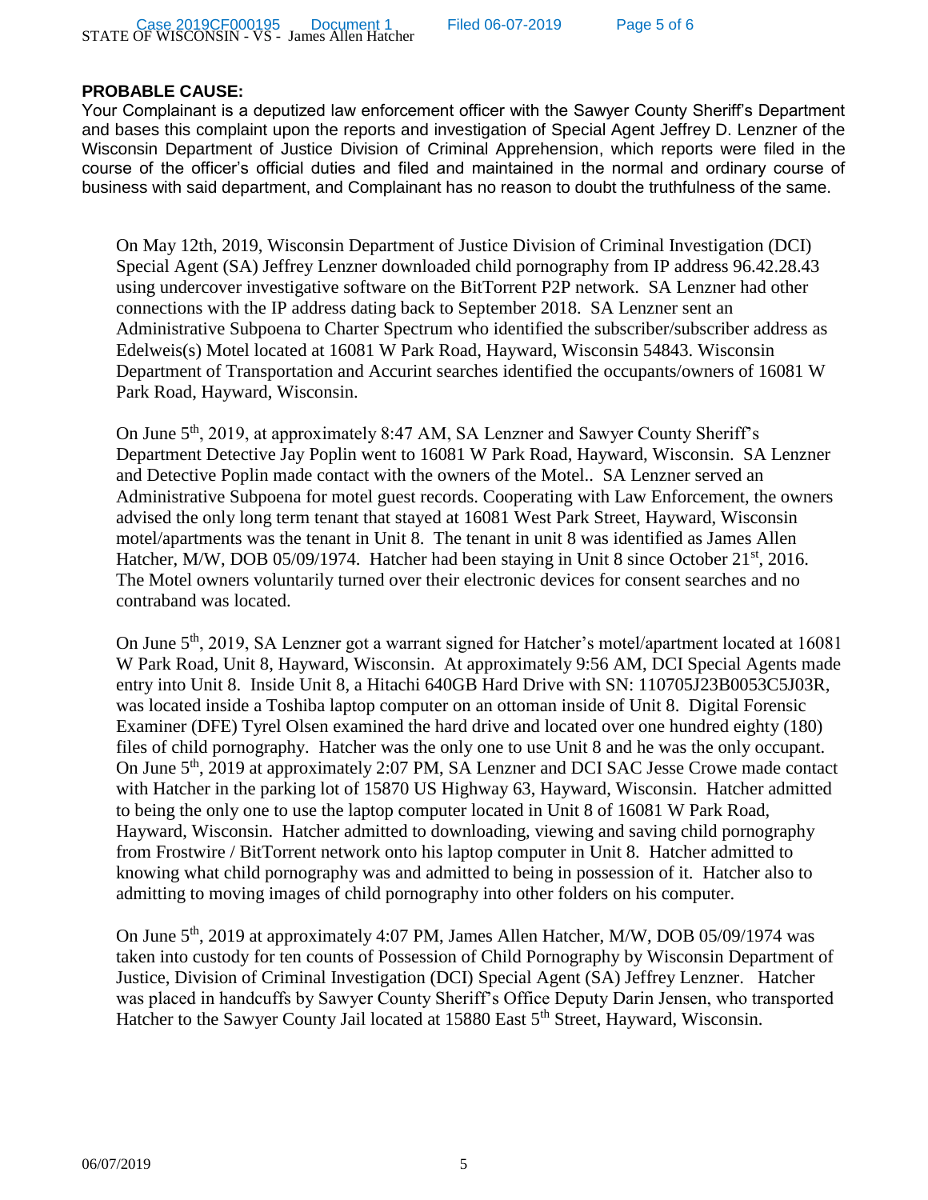## PROBABLE CAUSE:

Your Complainant is a deputized law enforcement officer with the Sawyer County Sheriff's Department and bases this complaint upon the reports and investigation of Special Agent Jeffrey D. Lenzner of the Wisconsin Department of Justice Division of Criminal Apprehension, which reports were filed in the course of the officer's official duties and filed and maintained in the normal and ordinary course of business with said department, and Complainant has no reason to doubt the truthfulness of the same.

On May 12th, 2019, Wisconsin Department of Justice Division of Criminal Investigation (DCI) Special Agent (SA) Jeffrey Lenzner downloaded child pornography from IP address 96.42.28.43 using undercover investigative software on the BitTorrent P2P network. SA Lenzner had other connections with the IP address dating back to September 2018. SA Lenzner sent an Administrative Subpoena to Charter Spectrum who identified the subscriber/subscriber address as Edelweis(s) Motel located at 16081 W Park Road, Hayward, Wisconsin 54843. Wisconsin Department of Transportation and Accurint searches identified the occupants/owners of 16081 W Park Road, Hayward, Wisconsin.

On June 5th, 2019, at approximately 8:47 AM, SA Lenzner and Sawyer County Sheriff's Department Detective Jay Poplin went to 16081 W Park Road, Hayward, Wisconsin. SA Lenzner and Detective Poplin made contact with the owners of the Motel.. SA Lenzner served an Administrative Subpoena for motel guest records. Cooperating with Law Enforcement, the owners advised the only long term tenant that stayed at 16081 West Park Street, Hayward, Wisconsin motel/apartments was the tenant in Unit 8. The tenant in unit 8 was identified as James Allen Hatcher, M/W, DOB 05/09/1974. Hatcher had been staying in Unit 8 since October 21st, 2016. The Motel owners voluntarily turned over their electronic devices for consent searches and no contraband was located.

On June 5th, 2019, SA Lenzner got a warrant signed for Hatcher's motel/apartment located at 16081 W Park Road, Unit 8, Hayward, Wisconsin. At approximately 9:56 AM, DCI Special Agents made entry into Unit 8. Inside Unit 8, a Hitachi 640GB Hard Drive with SN: 110705J23B0053C5J03R, was located inside a Toshiba laptop computer on an ottoman inside of Unit 8. Digital Forensic Examiner (DFE) Tyrel Olsen examined the hard drive and located over one hundred eighty (180) files of child pornography. Hatcher was the only one to use Unit 8 and he was the only occupant. On June 5th, 2019 at approximately 2:07 PM, SA Lenzner and DCI SAC Jesse Crowe made contact with Hatcher in the parking lot of 15870 US Highway 63, Hayward, Wisconsin. Hatcher admitted to being the only one to use the laptop computer located in Unit 8 of 16081 W Park Road, Hayward, Wisconsin. Hatcher admitted to downloading, viewing and saving child pornography from Frostwire / BitTorrent network onto his laptop computer in Unit 8. Hatcher admitted to knowing what child pornography was and admitted to being in possession of it. Hatcher also to admitting to moving images of child pornography into other folders on his computer.

On June 5th, 2019 at approximately 4:07 PM, James Allen Hatcher, M/W, DOB 05/09/1974 was taken into custody for ten counts of Possession of Child Pornography by Wisconsin Department of Justice, Division of Criminal Investigation (DCI) Special Agent (SA) Jeffrey Lenzner. Hatcher was placed in handcuffs by Sawyer County Sheriff's Office Deputy Darin Jensen, who transported Hatcher to the Sawyer County Jail located at 15880 East 5th Street, Hayward, Wisconsin.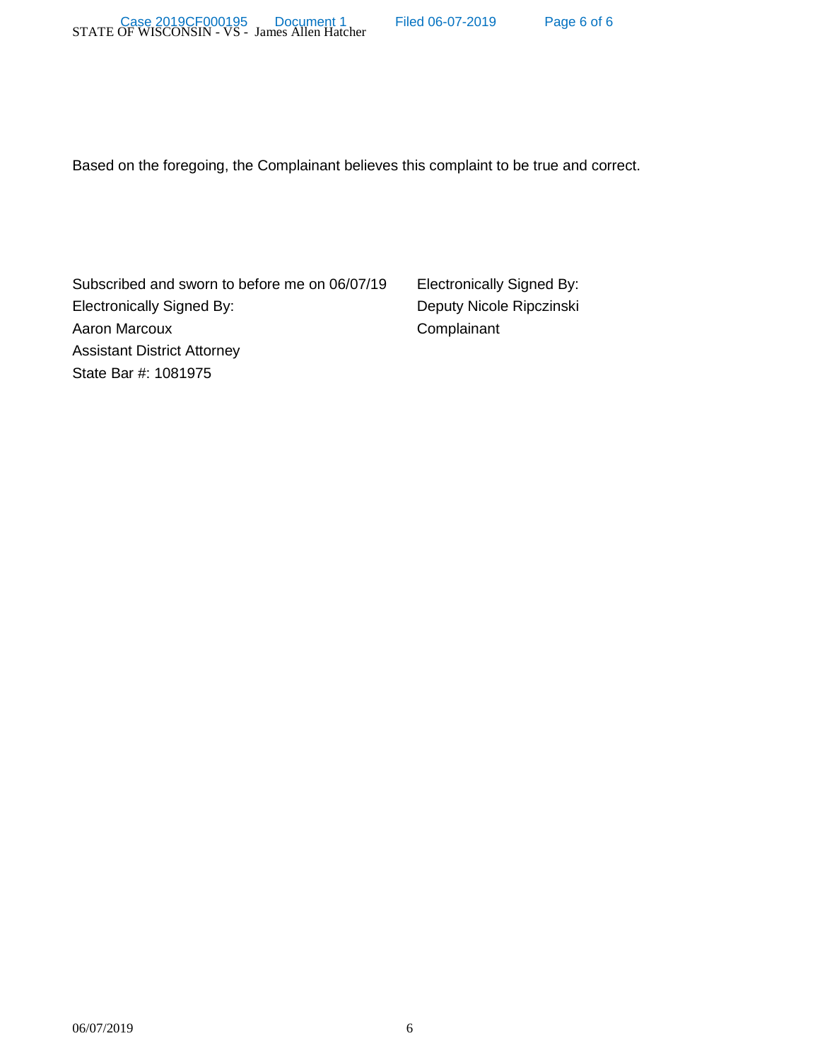Based on the foregoing, the Complainant believes this complaint to be true and correct.

Subscribed and sworn to before me on 06/07/19
Electronically Signed By:
Aaron Marcoux
Assistant District Attorney
State Bar #: 1081975

Electronically Signed By:
Deputy Nicole Ripczinski
Complainant